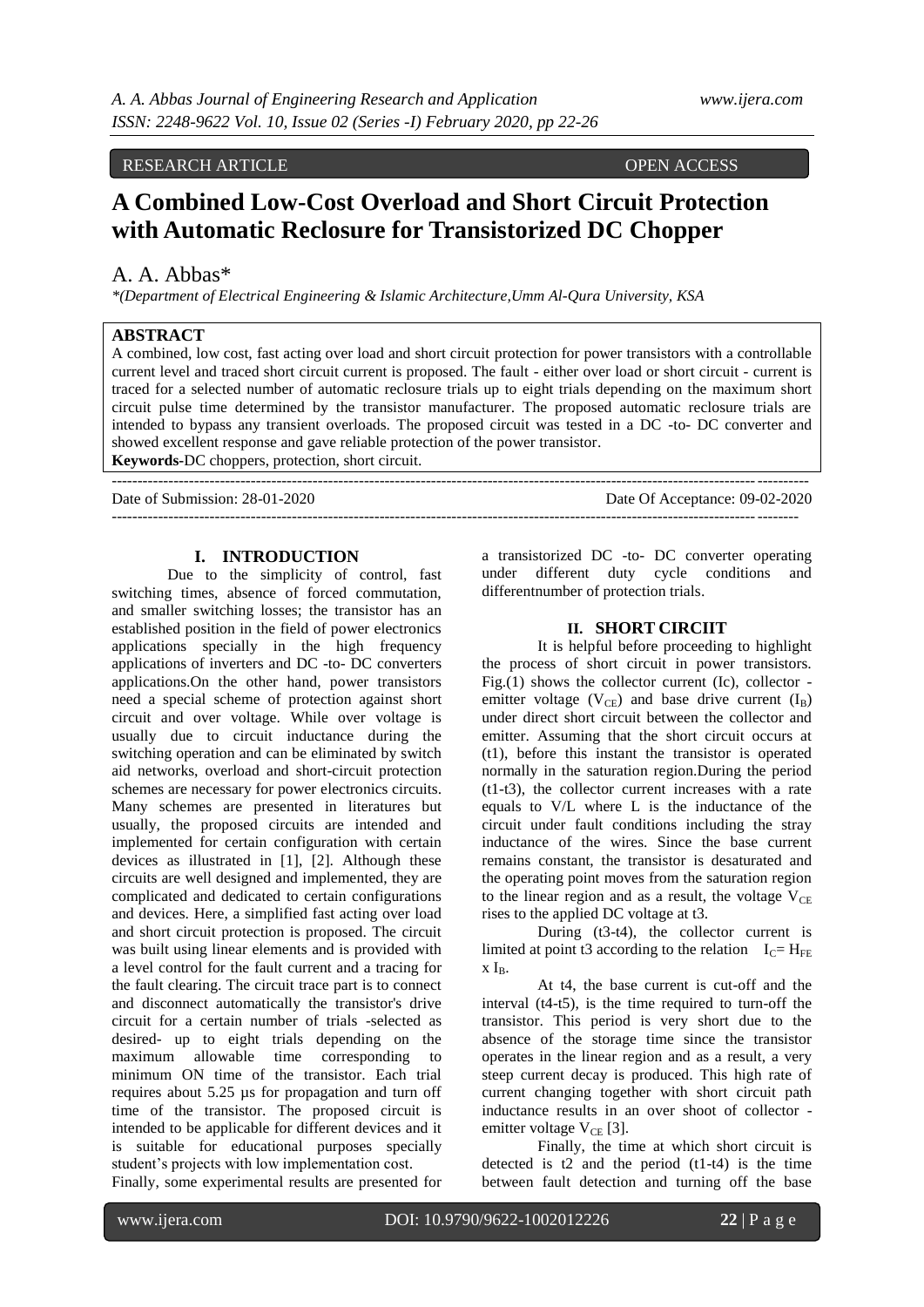RESEARCH ARTICLE OPEN ACCESS

# A Combined Low-Cost Overload and Short Circuit Protection with Automatic Reclosure for Transistorized DC Chopper

A. A. Abbas*

*(Department of Electrical Engineering & Islamic Architecture,Umm Al-Qura University, KSA

## ABSTRACT

A combined, low cost, fast acting over load and short circuit protection for power transistors with a controllable current level and traced short circuit current is proposed. The fault - either over load or short circuit - current is traced for a selected number of automatic reclosure trials up to eight trials depending on the maximum short circuit pulse time determined by the transistor manufacturer. The proposed automatic reclosure trials are intended to bypass any transient overloads. The proposed circuit was tested in a DC -to- DC converter and showed excellent response and gave reliable protection of the power transistor.

**Keywords**-DC choppers, protection, short circuit.

---

Date of Submission: 28-01-2020 Date Of Acceptance: 09-02-2020

---

## I. INTRODUCTION

Due to the simplicity of control, fast switching times, absence of forced commutation, and smaller switching losses; the transistor has an established position in the field of power electronics applications specially in the high frequency applications of inverters and DC -to- DC converters applications.On the other hand, power transistors need a special scheme of protection against short circuit and over voltage. While over voltage is usually due to circuit inductance during the switching operation and can be eliminated by switch aid networks, overload and short-circuit protection schemes are necessary for power electronics circuits. Many schemes are presented in literatures but usually, the proposed circuits are intended and implemented for certain configuration with certain devices as illustrated in [1], [2]. Although these circuits are well designed and implemented, they are complicated and dedicated to certain configurations and devices. Here, a simplified fast acting over load and short circuit protection is proposed. The circuit was built using linear elements and is provided with a level control for the fault current and a tracing for the fault clearing. The circuit trace part is to connect and disconnect automatically the transistor's drive circuit for a certain number of trials -selected as desired- up to eight trials depending on the maximum allowable time corresponding to minimum ON time of the transistor. Each trial requires about 5.25 µs for propagation and turn off time of the transistor. The proposed circuit is intended to be applicable for different devices and it is suitable for educational purposes specially student's projects with low implementation cost.

Finally, some experimental results are presented for a transistorized DC -to- DC converter operating under different duty cycle conditions and differentnumber of protection trials.

## II. SHORT CIRCIIT

It is helpful before proceeding to highlight the process of short circuit in power transistors. Fig.(1) shows the collector current (Ic), collector - emitter voltage ($V_{CE}$) and base drive current ($I_B$) under direct short circuit between the collector and emitter. Assuming that the short circuit occurs at (t1), before this instant the transistor is operated normally in the saturation region.During the period (t1-t3), the collector current increases with a rate equals to V/L where L is the inductance of the circuit under fault conditions including the stray inductance of the wires. Since the base current remains constant, the transistor is desaturated and the operating point moves from the saturation region to the linear region and as a result, the voltage $V_{CE}$ rises to the applied DC voltage at t3.

During (t3-t4), the collector current is limited at point t3 according to the relation $I_C = H_{FE} \times I_B$.

At t4, the base current is cut-off and the interval (t4-t5), is the time required to turn-off the transistor. This period is very short due to the absence of the storage time since the transistor operates in the linear region and as a result, a very steep current decay is produced. This high rate of current changing together with short circuit path inductance results in an over shoot of collector - emitter voltage $V_{CE}$ [3].

Finally, the time at which short circuit is detected is t2 and the period (t1-t4) is the time between fault detection and turning off the base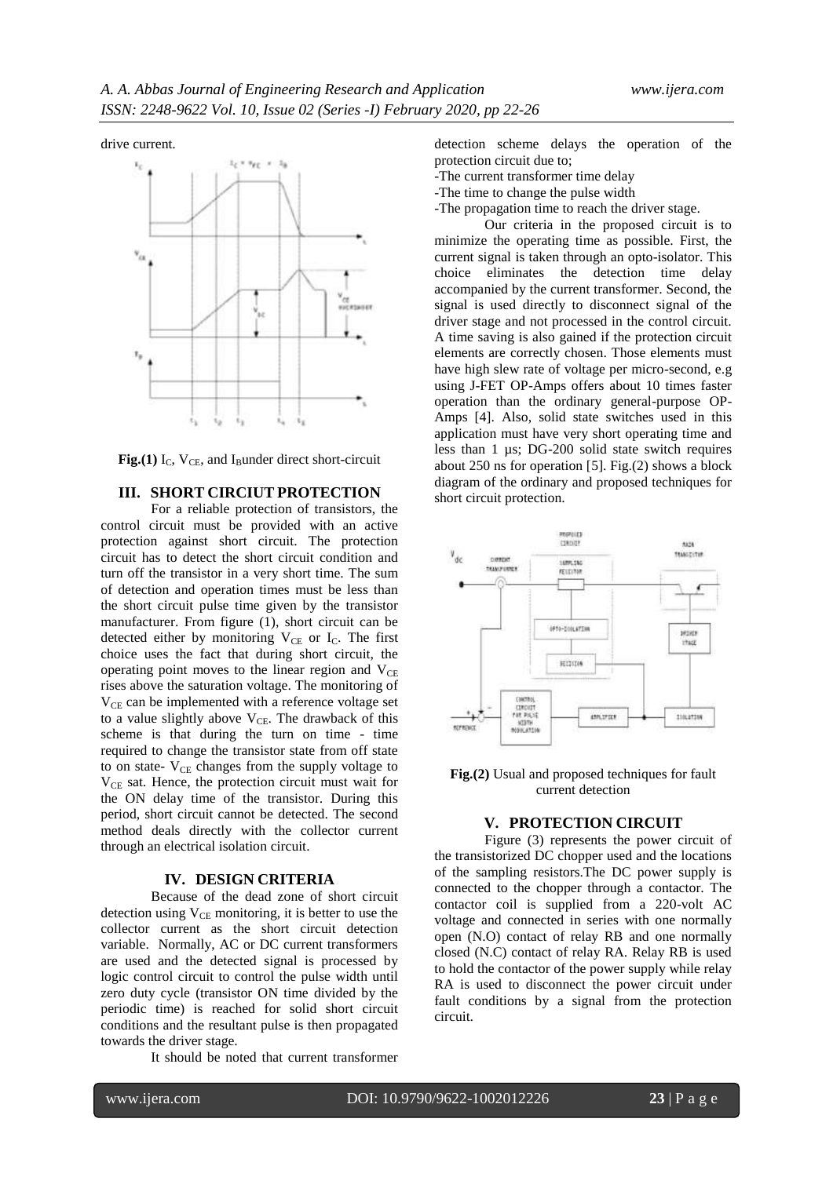drive current.

$I_C = \beta I_C + I_B$

$V_{CE}$

$V_{DC}$

$V_{CE}$ OVERSHOOT

$I_B$

$t_1$ $t_2$ $t_3$ $t_4$ $t_5$

**Fig.(1)** $I_C$, $V_{CE}$, and $I_B$under direct short-circuit

## III. SHORT CIRCIUT PROTECTION

For a reliable protection of transistors, the control circuit must be provided with an active protection against short circuit. The protection circuit has to detect the short circuit condition and turn off the transistor in a very short time. The sum of detection and operation times must be less than the short circuit pulse time given by the transistor manufacturer. From figure (1), short circuit can be detected either by monitoring $V_{CE}$ or $I_C$. The first choice uses the fact that during short circuit, the operating point moves to the linear region and $V_{CE}$ rises above the saturation voltage. The monitoring of $V_{CE}$ can be implemented with a reference voltage set to a value slightly above $V_{CE}$. The drawback of this scheme is that during the turn on time - time required to change the transistor state from off state to on state- $V_{CE}$ changes from the supply voltage to $V_{CE}$ sat. Hence, the protection circuit must wait for the ON delay time of the transistor. During this period, short circuit cannot be detected. The second method deals directly with the collector current through an electrical isolation circuit.

## IV. DESIGN CRITERIA

Because of the dead zone of short circuit detection using $V_{CE}$ monitoring, it is better to use the collector current as the short circuit detection variable. Normally, AC or DC current transformers are used and the detected signal is processed by logic control circuit to control the pulse width until zero duty cycle (transistor ON time divided by the periodic time) is reached for solid short circuit conditions and the resultant pulse is then propagated towards the driver stage.

It should be noted that current transformer detection scheme delays the operation of the protection circuit due to;

-The current transformer time delay

-The time to change the pulse width

-The propagation time to reach the driver stage.

Our criteria in the proposed circuit is to minimize the operating time as possible. First, the current signal is taken through an opto-isolator. This choice eliminates the detection time delay accompanied by the current transformer. Second, the signal is used directly to disconnect signal of the driver stage and not processed in the control circuit. A time saving is also gained if the protection circuit elements are correctly chosen. Those elements must have high slew rate of voltage per micro-second, e.g using J-FET OP-Amps offers about 10 times faster operation than the ordinary general-purpose OP-Amps [4]. Also, solid state switches used in this application must have very short operating time and less than 1 µs; DG-200 solid state switch requires about 250 ns for operation [5]. Fig.(2) shows a block diagram of the ordinary and proposed techniques for short circuit protection.

PROPOSED CIRCUIT

$V_{dc}$

CURRENT TRANSFORMER

SAMPLING RESISTOR

MAIN TRANSISTOR

OPTO-ISOLATION

DRIVER STAGE

DECISION

REFRENCE

CONTROL CIRCUIT FOR PULSE WIDTH MODULATION

AMPLIFIER

ISOLATION

**Fig.(2)** Usual and proposed techniques for fault current detection

## V. PROTECTION CIRCUIT

Figure (3) represents the power circuit of the transistorized DC chopper used and the locations of the sampling resistors.The DC power supply is connected to the chopper through a contactor. The contactor coil is supplied from a 220-volt AC voltage and connected in series with one normally open (N.O) contact of relay RB and one normally closed (N.C) contact of relay RA. Relay RB is used to hold the contactor of the power supply while relay RA is used to disconnect the power circuit under fault conditions by a signal from the protection circuit.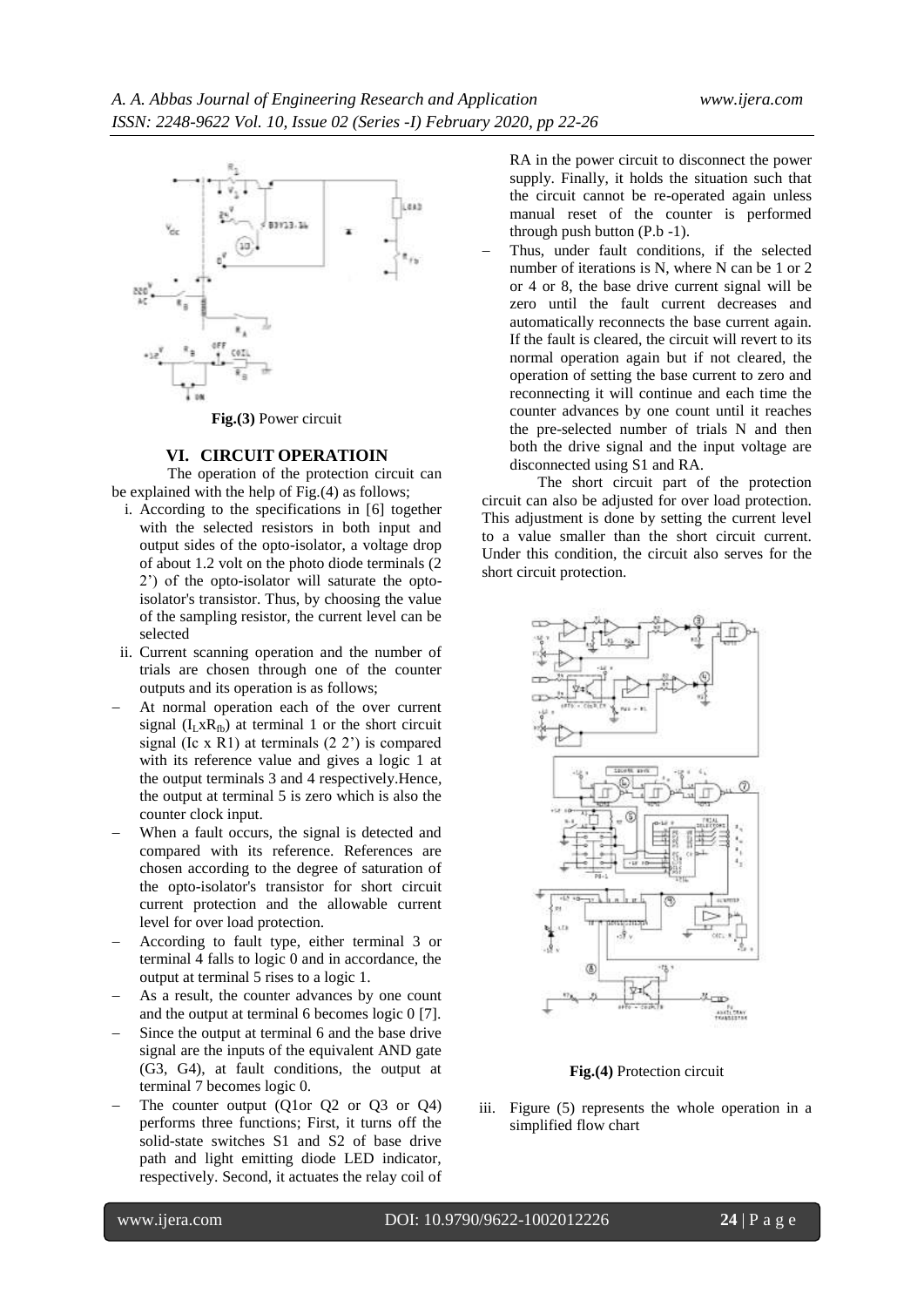Fig.(3) Power circuit

## VI. CIRCUIT OPERATIOIN

The operation of the protection circuit can be explained with the help of Fig.(4) as follows;

i. According to the specifications in [6] together with the selected resistors in both input and output sides of the opto-isolator, a voltage drop of about 1.2 volt on the photo diode terminals (2 2') of the opto-isolator will saturate the opto-isolator's transistor. Thus, by choosing the value of the sampling resistor, the current level can be selected

ii. Current scanning operation and the number of trials are chosen through one of the counter outputs and its operation is as follows;

- At normal operation each of the over current signal ($I_L x R_{fb}$) at terminal 1 or the short circuit signal (Ic x R1) at terminals (2 2') is compared with its reference value and gives a logic 1 at the output terminals 3 and 4 respectively.Hence, the output at terminal 5 is zero which is also the counter clock input.
- When a fault occurs, the signal is detected and compared with its reference. References are chosen according to the degree of saturation of the opto-isolator's transistor for short circuit current protection and the allowable current level for over load protection.
- According to fault type, either terminal 3 or terminal 4 falls to logic 0 and in accordance, the output at terminal 5 rises to a logic 1.
- As a result, the counter advances by one count and the output at terminal 6 becomes logic 0 [7].
- Since the output at terminal 6 and the base drive signal are the inputs of the equivalent AND gate (G3, G4), at fault conditions, the output at terminal 7 becomes logic 0.
- The counter output (Q1or Q2 or Q3 or Q4) performs three functions; First, it turns off the solid-state switches S1 and S2 of base drive path and light emitting diode LED indicator, respectively. Second, it actuates the relay coil of RA in the power circuit to disconnect the power supply. Finally, it holds the situation such that the circuit cannot be re-operated again unless manual reset of the counter is performed through push button (P.b -1).
- Thus, under fault conditions, if the selected number of iterations is N, where N can be 1 or 2 or 4 or 8, the base drive current signal will be zero until the fault current decreases and automatically reconnects the base current again. If the fault is cleared, the circuit will revert to its normal operation again but if not cleared, the operation of setting the base current to zero and reconnecting it will continue and each time the counter advances by one count until it reaches the pre-selected number of trials N and then both the drive signal and the input voltage are disconnected using S1 and RA.

The short circuit part of the protection circuit can also be adjusted for over load protection. This adjustment is done by setting the current level to a value smaller than the short circuit current. Under this condition, the circuit also serves for the short circuit protection.

Fig.(4) Protection circuit

iii. Figure (5) represents the whole operation in a simplified flow chart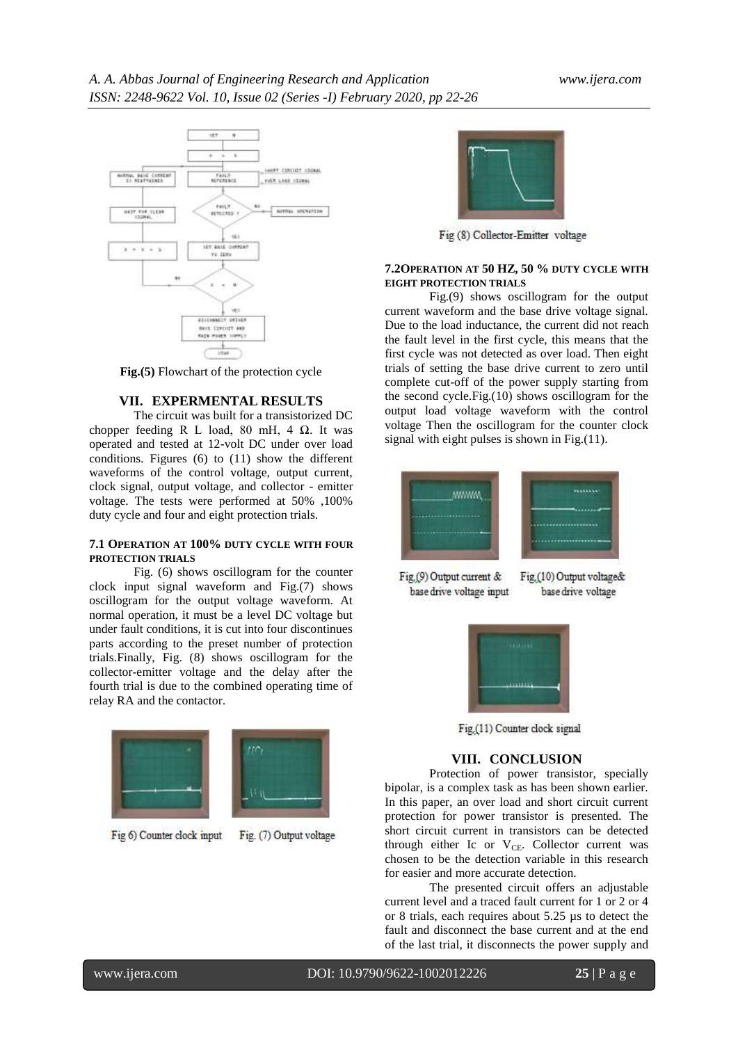Fig.(5) Flowchart of the protection cycle

## VII. EXPERMENTAL RESULTS

The circuit was built for a transistorized DC chopper feeding R L load, 80 mH, 4 Ω. It was operated and tested at 12-volt DC under over load conditions. Figures (6) to (11) show the different waveforms of the control voltage, output current, clock signal, output voltage, and collector - emitter voltage. The tests were performed at 50% ,100% duty cycle and four and eight protection trials.

### 7.1 OPERATION AT 100% DUTY CYCLE WITH FOUR PROTECTION TRIALS

Fig. (6) shows oscillogram for the counter clock input signal waveform and Fig.(7) shows oscillogram for the output voltage waveform. At normal operation, it must be a level DC voltage but under fault conditions, it is cut into four discontinues parts according to the preset number of protection trials.Finally, Fig. (8) shows oscillogram for the collector-emitter voltage and the delay after the fourth trial is due to the combined operating time of relay RA and the contactor.

Fig 6) Counter clock input

Fig. (7) Output voltage

Fig (8) Collector-Emitter voltage

### 7.2OPERATION AT 50 HZ, 50 % DUTY CYCLE WITH EIGHT PROTECTION TRIALS

Fig.(9) shows oscillogram for the output current waveform and the base drive voltage signal. Due to the load inductance, the current did not reach the fault level in the first cycle, this means that the first cycle was not detected as over load. Then eight trials of setting the base drive current to zero until complete cut-off of the power supply starting from the second cycle.Fig.(10) shows oscillogram for the output load voltage waveform with the control voltage Then the oscillogram for the counter clock signal with eight pulses is shown in Fig.(11).

Fig.(9) Output current & base drive voltage input

Fig.(10) Output voltage& base drive voltage

Fig.(11) Counter clock signal

## VIII. CONCLUSION

Protection of power transistor, specially bipolar, is a complex task as has been shown earlier. In this paper, an over load and short circuit current protection for power transistor is presented. The short circuit current in transistors can be detected through either Ic or $V_{CE}$. Collector current was chosen to be the detection variable in this research for easier and more accurate detection.

The presented circuit offers an adjustable current level and a traced fault current for 1 or 2 or 4 or 8 trials, each requires about 5.25 µs to detect the fault and disconnect the base current and at the end of the last trial, it disconnects the power supply and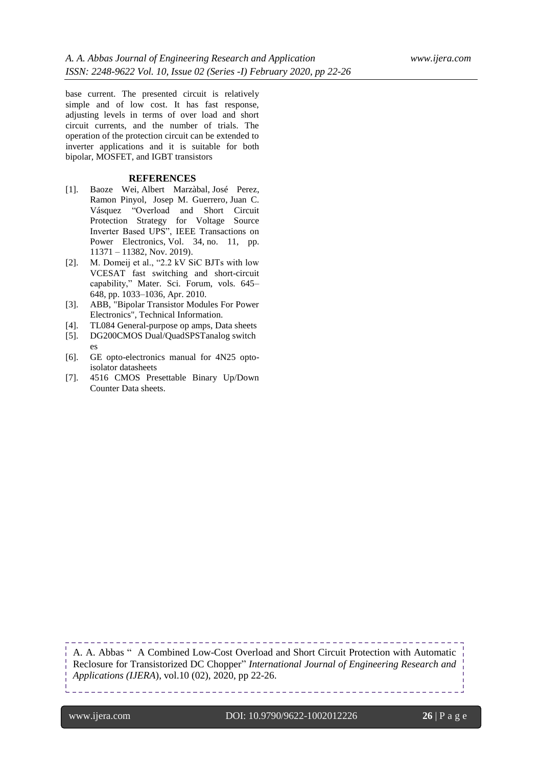base current. The presented circuit is relatively simple and of low cost. It has fast response, adjusting levels in terms of over load and short circuit currents, and the number of trials. The operation of the protection circuit can be extended to inverter applications and it is suitable for both bipolar, MOSFET, and IGBT transistors

## REFERENCES

[1]. Baoze Wei, Albert Marzàbal, José Perez, Ramon Pinyol, Josep M. Guerrero, Juan C. Vásquez "Overload and Short Circuit Protection Strategy for Voltage Source Inverter Based UPS", IEEE Transactions on Power Electronics, Vol. 34, no. 11, pp. 11371 – 11382, Nov. 2019).

[2]. M. Domeij et al., "2.2 kV SiC BJTs with low VCESAT fast switching and short-circuit capability," Mater. Sci. Forum, vols. 645–648, pp. 1033–1036, Apr. 2010.

[3]. ABB, "Bipolar Transistor Modules For Power Electronics", Technical Information.

[4]. TL084 General-purpose op amps, Data sheets

[5]. DG200CMOS Dual/QuadSPSTanalog switches

[6]. GE opto-electronics manual for 4N25 opto-isolator datasheets

[7]. 4516 CMOS Presettable Binary Up/Down Counter Data sheets.

A. A. Abbas " A Combined Low-Cost Overload and Short Circuit Protection with Automatic Reclosure for Transistorized DC Chopper" *International Journal of Engineering Research and Applications (IJERA)*, vol.10 (02), 2020, pp 22-26.